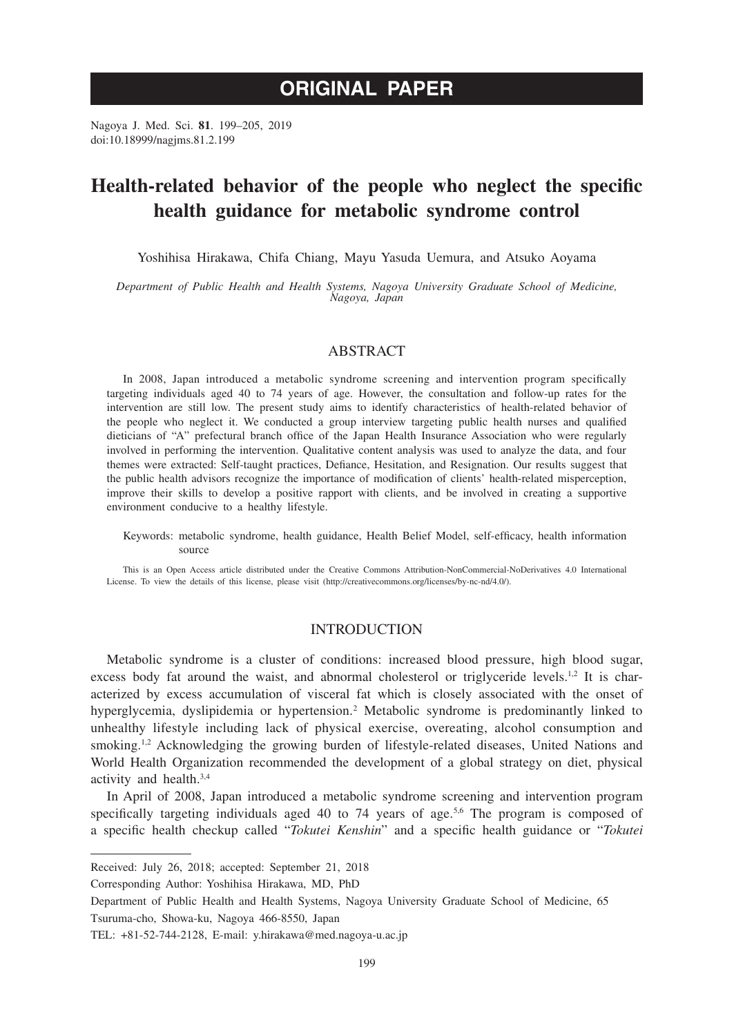**ORIGINAL PAPER**

Nagoya J. Med. Sci. **81**. 199–205, 2019
doi:10.18999/nagjms.81.2.199

# Health-related behavior of the people who neglect the specific health guidance for metabolic syndrome control

Yoshihisa Hirakawa, Chifa Chiang, Mayu Yasuda Uemura, and Atsuko Aoyama

*Department of Public Health and Health Systems, Nagoya University Graduate School of Medicine, Nagoya, Japan*

## ABSTRACT

In 2008, Japan introduced a metabolic syndrome screening and intervention program specifically targeting individuals aged 40 to 74 years of age. However, the consultation and follow-up rates for the intervention are still low. The present study aims to identify characteristics of health-related behavior of the people who neglect it. We conducted a group interview targeting public health nurses and qualified dieticians of "A" prefectural branch office of the Japan Health Insurance Association who were regularly involved in performing the intervention. Qualitative content analysis was used to analyze the data, and four themes were extracted: Self-taught practices, Defiance, Hesitation, and Resignation. Our results suggest that the public health advisors recognize the importance of modification of clients' health-related misperception, improve their skills to develop a positive rapport with clients, and be involved in creating a supportive environment conducive to a healthy lifestyle.

Keywords: metabolic syndrome, health guidance, Health Belief Model, self-efficacy, health information source

This is an Open Access article distributed under the Creative Commons Attribution-NonCommercial-NoDerivatives 4.0 International License. To view the details of this license, please visit (http://creativecommons.org/licenses/by-nc-nd/4.0/).

## INTRODUCTION

Metabolic syndrome is a cluster of conditions: increased blood pressure, high blood sugar, excess body fat around the waist, and abnormal cholesterol or triglyceride levels.[1,2] It is characterized by excess accumulation of visceral fat which is closely associated with the onset of hyperglycemia, dyslipidemia or hypertension.[2] Metabolic syndrome is predominantly linked to unhealthy lifestyle including lack of physical exercise, overeating, alcohol consumption and smoking.[1,2] Acknowledging the growing burden of lifestyle-related diseases, United Nations and World Health Organization recommended the development of a global strategy on diet, physical activity and health.[3,4]

In April of 2008, Japan introduced a metabolic syndrome screening and intervention program specifically targeting individuals aged 40 to 74 years of age.[5,6] The program is composed of a specific health checkup called "*Tokutei Kenshin*" and a specific health guidance or "*Tokutei*

---

Received: July 26, 2018; accepted: September 21, 2018

Corresponding Author: Yoshihisa Hirakawa, MD, PhD

Department of Public Health and Health Systems, Nagoya University Graduate School of Medicine, 65 Tsuruma-cho, Showa-ku, Nagoya 466-8550, Japan

TEL: +81-52-744-2128, E-mail: y.hirakawa@med.nagoya-u.ac.jp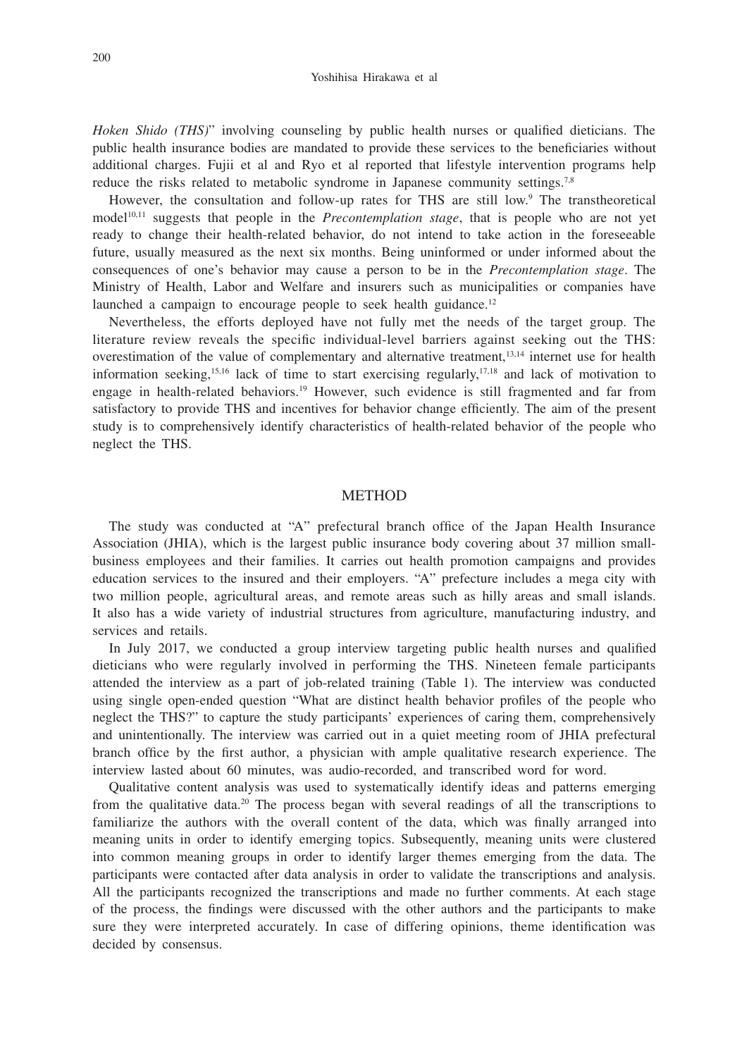*Hoken Shido (THS)*" involving counseling by public health nurses or qualified dieticians. The public health insurance bodies are mandated to provide these services to the beneficiaries without additional charges. Fujii et al and Ryo et al reported that lifestyle intervention programs help reduce the risks related to metabolic syndrome in Japanese community settings.[7,8]

However, the consultation and follow-up rates for THS are still low.[9] The transtheoretical model[10,11] suggests that people in the *Precontemplation stage*, that is people who are not yet ready to change their health-related behavior, do not intend to take action in the foreseeable future, usually measured as the next six months. Being uninformed or under informed about the consequences of one's behavior may cause a person to be in the *Precontemplation stage*. The Ministry of Health, Labor and Welfare and insurers such as municipalities or companies have launched a campaign to encourage people to seek health guidance.[12]

Nevertheless, the efforts deployed have not fully met the needs of the target group. The literature review reveals the specific individual-level barriers against seeking out the THS: overestimation of the value of complementary and alternative treatment,[13,14] internet use for health information seeking,[15,16] lack of time to start exercising regularly,[17,18] and lack of motivation to engage in health-related behaviors.[19] However, such evidence is still fragmented and far from satisfactory to provide THS and incentives for behavior change efficiently. The aim of the present study is to comprehensively identify characteristics of health-related behavior of the people who neglect the THS.

## METHOD

The study was conducted at "A" prefectural branch office of the Japan Health Insurance Association (JHIA), which is the largest public insurance body covering about 37 million small-business employees and their families. It carries out health promotion campaigns and provides education services to the insured and their employers. "A" prefecture includes a mega city with two million people, agricultural areas, and remote areas such as hilly areas and small islands. It also has a wide variety of industrial structures from agriculture, manufacturing industry, and services and retails.

In July 2017, we conducted a group interview targeting public health nurses and qualified dieticians who were regularly involved in performing the THS. Nineteen female participants attended the interview as a part of job-related training (Table 1). The interview was conducted using single open-ended question "What are distinct health behavior profiles of the people who neglect the THS?" to capture the study participants' experiences of caring them, comprehensively and unintentionally. The interview was carried out in a quiet meeting room of JHIA prefectural branch office by the first author, a physician with ample qualitative research experience. The interview lasted about 60 minutes, was audio-recorded, and transcribed word for word.

Qualitative content analysis was used to systematically identify ideas and patterns emerging from the qualitative data.[20] The process began with several readings of all the transcriptions to familiarize the authors with the overall content of the data, which was finally arranged into meaning units in order to identify emerging topics. Subsequently, meaning units were clustered into common meaning groups in order to identify larger themes emerging from the data. The participants were contacted after data analysis in order to validate the transcriptions and analysis. All the participants recognized the transcriptions and made no further comments. At each stage of the process, the findings were discussed with the other authors and the participants to make sure they were interpreted accurately. In case of differing opinions, theme identification was decided by consensus.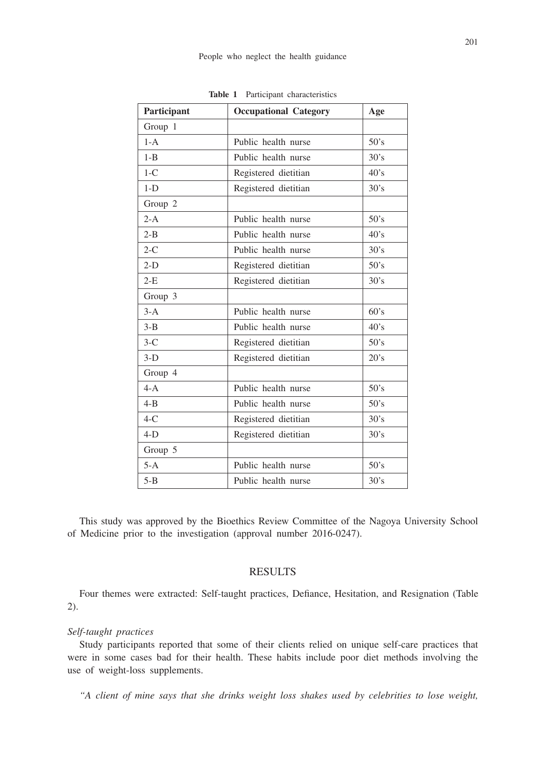**Table 1** Participant characteristics

| Participant | Occupational Category | Age |
|---|---|---|
| Group 1 | | |
| 1-A | Public health nurse | 50's |
| 1-B | Public health nurse | 30's |
| 1-C | Registered dietitian | 40's |
| 1-D | Registered dietitian | 30's |
| Group 2 | | |
| 2-A | Public health nurse | 50's |
| 2-B | Public health nurse | 40's |
| 2-C | Public health nurse | 30's |
| 2-D | Registered dietitian | 50's |
| 2-E | Registered dietitian | 30's |
| Group 3 | | |
| 3-A | Public health nurse | 60's |
| 3-B | Public health nurse | 40's |
| 3-C | Registered dietitian | 50's |
| 3-D | Registered dietitian | 20's |
| Group 4 | | |
| 4-A | Public health nurse | 50's |
| 4-B | Public health nurse | 50's |
| 4-C | Registered dietitian | 30's |
| 4-D | Registered dietitian | 30's |
| Group 5 | | |
| 5-A | Public health nurse | 50's |
| 5-B | Public health nurse | 30's |

This study was approved by the Bioethics Review Committee of the Nagoya University School of Medicine prior to the investigation (approval number 2016-0247).

## RESULTS

Four themes were extracted: Self-taught practices, Defiance, Hesitation, and Resignation (Table 2).

*Self-taught practices*

Study participants reported that some of their clients relied on unique self-care practices that were in some cases bad for their health. These habits include poor diet methods involving the use of weight-loss supplements.

*"A client of mine says that she drinks weight loss shakes used by celebrities to lose weight,*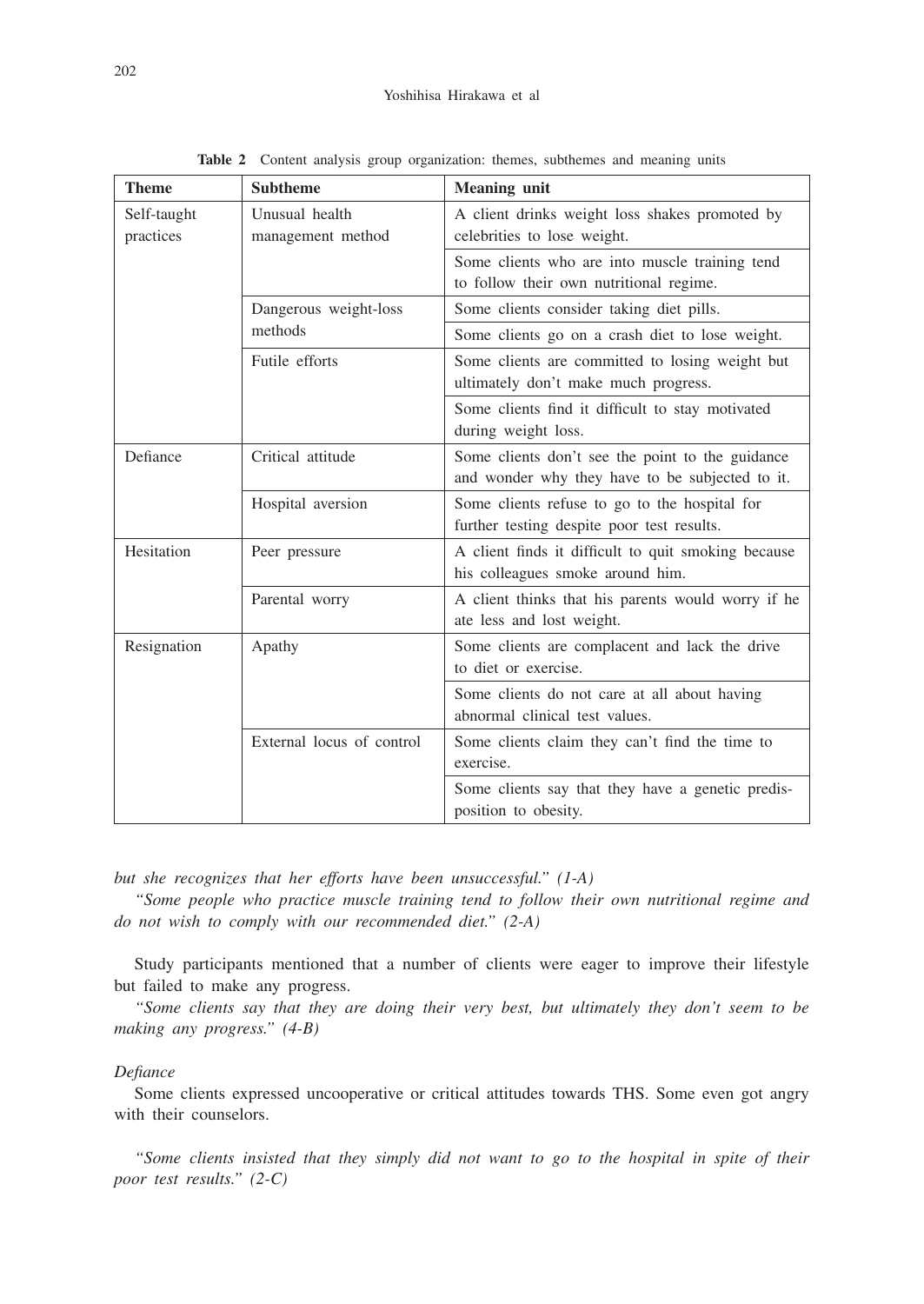**Table 2** Content analysis group organization: themes, subthemes and meaning units

| Theme | Subtheme | Meaning unit |
|---|---|---|
| Self-taught practices | Unusual health management method | A client drinks weight loss shakes promoted by celebrities to lose weight. |
| | | Some clients who are into muscle training tend to follow their own nutritional regime. |
| | Dangerous weight-loss methods | Some clients consider taking diet pills. |
| | | Some clients go on a crash diet to lose weight. |
| | Futile efforts | Some clients are committed to losing weight but ultimately don't make much progress. |
| | | Some clients find it difficult to stay motivated during weight loss. |
| Defiance | Critical attitude | Some clients don't see the point to the guidance and wonder why they have to be subjected to it. |
| | Hospital aversion | Some clients refuse to go to the hospital for further testing despite poor test results. |
| Hesitation | Peer pressure | A client finds it difficult to quit smoking because his colleagues smoke around him. |
| | Parental worry | A client thinks that his parents would worry if he ate less and lost weight. |
| Resignation | Apathy | Some clients are complacent and lack the drive to diet or exercise. |
| | | Some clients do not care at all about having abnormal clinical test values. |
| | External locus of control | Some clients claim they can't find the time to exercise. |
| | | Some clients say that they have a genetic predisposition to obesity. |

*but she recognizes that her efforts have been unsuccessful." (1-A)*

*"Some people who practice muscle training tend to follow their own nutritional regime and do not wish to comply with our recommended diet." (2-A)*

Study participants mentioned that a number of clients were eager to improve their lifestyle but failed to make any progress.

*"Some clients say that they are doing their very best, but ultimately they don't seem to be making any progress." (4-B)*

*Defiance*

Some clients expressed uncooperative or critical attitudes towards THS. Some even got angry with their counselors.

*"Some clients insisted that they simply did not want to go to the hospital in spite of their poor test results." (2-C)*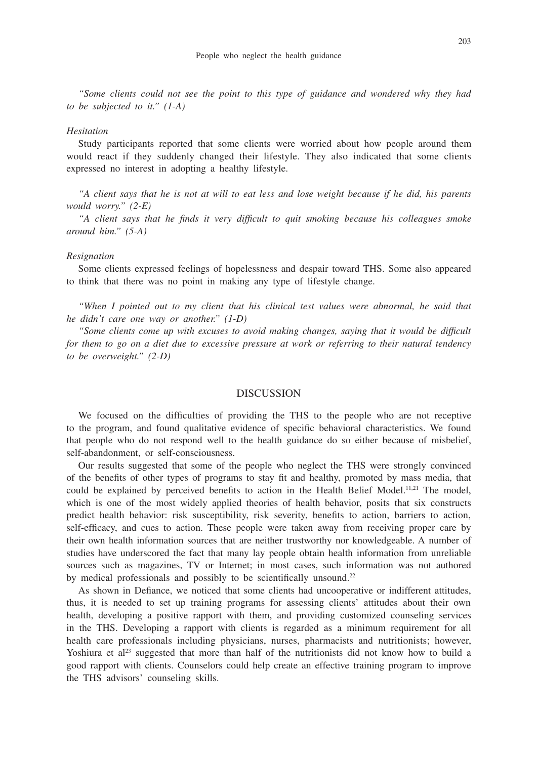*"Some clients could not see the point to this type of guidance and wondered why they had to be subjected to it." (1-A)*

### *Hesitation*

Study participants reported that some clients were worried about how people around them would react if they suddenly changed their lifestyle. They also indicated that some clients expressed no interest in adopting a healthy lifestyle.

*"A client says that he is not at will to eat less and lose weight because if he did, his parents would worry." (2-E)*

*"A client says that he finds it very difficult to quit smoking because his colleagues smoke around him." (5-A)*

### *Resignation*

Some clients expressed feelings of hopelessness and despair toward THS. Some also appeared to think that there was no point in making any type of lifestyle change.

*"When I pointed out to my client that his clinical test values were abnormal, he said that he didn't care one way or another." (1-D)*

*"Some clients come up with excuses to avoid making changes, saying that it would be difficult for them to go on a diet due to excessive pressure at work or referring to their natural tendency to be overweight." (2-D)*

## DISCUSSION

We focused on the difficulties of providing the THS to the people who are not receptive to the program, and found qualitative evidence of specific behavioral characteristics. We found that people who do not respond well to the health guidance do so either because of misbelief, self-abandonment, or self-consciousness.

Our results suggested that some of the people who neglect the THS were strongly convinced of the benefits of other types of programs to stay fit and healthy, promoted by mass media, that could be explained by perceived benefits to action in the Health Belief Model.[11,21] The model, which is one of the most widely applied theories of health behavior, posits that six constructs predict health behavior: risk susceptibility, risk severity, benefits to action, barriers to action, self-efficacy, and cues to action. These people were taken away from receiving proper care by their own health information sources that are neither trustworthy nor knowledgeable. A number of studies have underscored the fact that many lay people obtain health information from unreliable sources such as magazines, TV or Internet; in most cases, such information was not authored by medical professionals and possibly to be scientifically unsound.[22]

As shown in Defiance, we noticed that some clients had uncooperative or indifferent attitudes, thus, it is needed to set up training programs for assessing clients' attitudes about their own health, developing a positive rapport with them, and providing customized counseling services in the THS. Developing a rapport with clients is regarded as a minimum requirement for all health care professionals including physicians, nurses, pharmacists and nutritionists; however, Yoshiura et al[23] suggested that more than half of the nutritionists did not know how to build a good rapport with clients. Counselors could help create an effective training program to improve the THS advisors' counseling skills.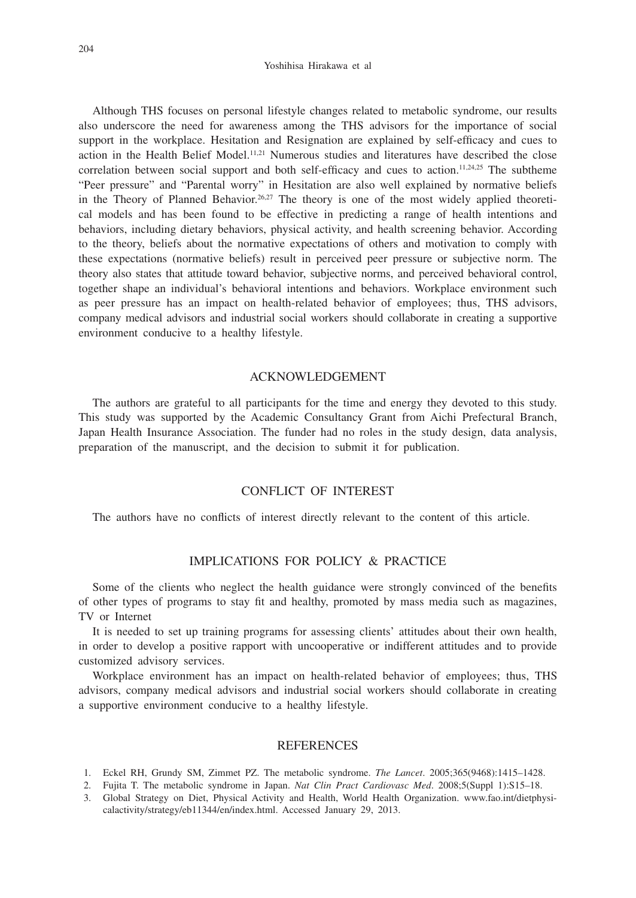Although THS focuses on personal lifestyle changes related to metabolic syndrome, our results also underscore the need for awareness among the THS advisors for the importance of social support in the workplace. Hesitation and Resignation are explained by self-efficacy and cues to action in the Health Belief Model.[11,21] Numerous studies and literatures have described the close correlation between social support and both self-efficacy and cues to action.[11,24,25] The subtheme "Peer pressure" and "Parental worry" in Hesitation are also well explained by normative beliefs in the Theory of Planned Behavior.[26,27] The theory is one of the most widely applied theoretical models and has been found to be effective in predicting a range of health intentions and behaviors, including dietary behaviors, physical activity, and health screening behavior. According to the theory, beliefs about the normative expectations of others and motivation to comply with these expectations (normative beliefs) result in perceived peer pressure or subjective norm. The theory also states that attitude toward behavior, subjective norms, and perceived behavioral control, together shape an individual's behavioral intentions and behaviors. Workplace environment such as peer pressure has an impact on health-related behavior of employees; thus, THS advisors, company medical advisors and industrial social workers should collaborate in creating a supportive environment conducive to a healthy lifestyle.

## ACKNOWLEDGEMENT

The authors are grateful to all participants for the time and energy they devoted to this study. This study was supported by the Academic Consultancy Grant from Aichi Prefectural Branch, Japan Health Insurance Association. The funder had no roles in the study design, data analysis, preparation of the manuscript, and the decision to submit it for publication.

## CONFLICT OF INTEREST

The authors have no conflicts of interest directly relevant to the content of this article.

## IMPLICATIONS FOR POLICY & PRACTICE

Some of the clients who neglect the health guidance were strongly convinced of the benefits of other types of programs to stay fit and healthy, promoted by mass media such as magazines, TV or Internet

It is needed to set up training programs for assessing clients' attitudes about their own health, in order to develop a positive rapport with uncooperative or indifferent attitudes and to provide customized advisory services.

Workplace environment has an impact on health-related behavior of employees; thus, THS advisors, company medical advisors and industrial social workers should collaborate in creating a supportive environment conducive to a healthy lifestyle.

## REFERENCES

1. Eckel RH, Grundy SM, Zimmet PZ. The metabolic syndrome. *The Lancet*. 2005;365(9468):1415–1428.
2. Fujita T. The metabolic syndrome in Japan. *Nat Clin Pract Cardiovasc Med*. 2008;5(Suppl 1):S15–18.
3. Global Strategy on Diet, Physical Activity and Health, World Health Organization. www.fao.int/dietphysicalactivity/strategy/eb11344/en/index.html. Accessed January 29, 2013.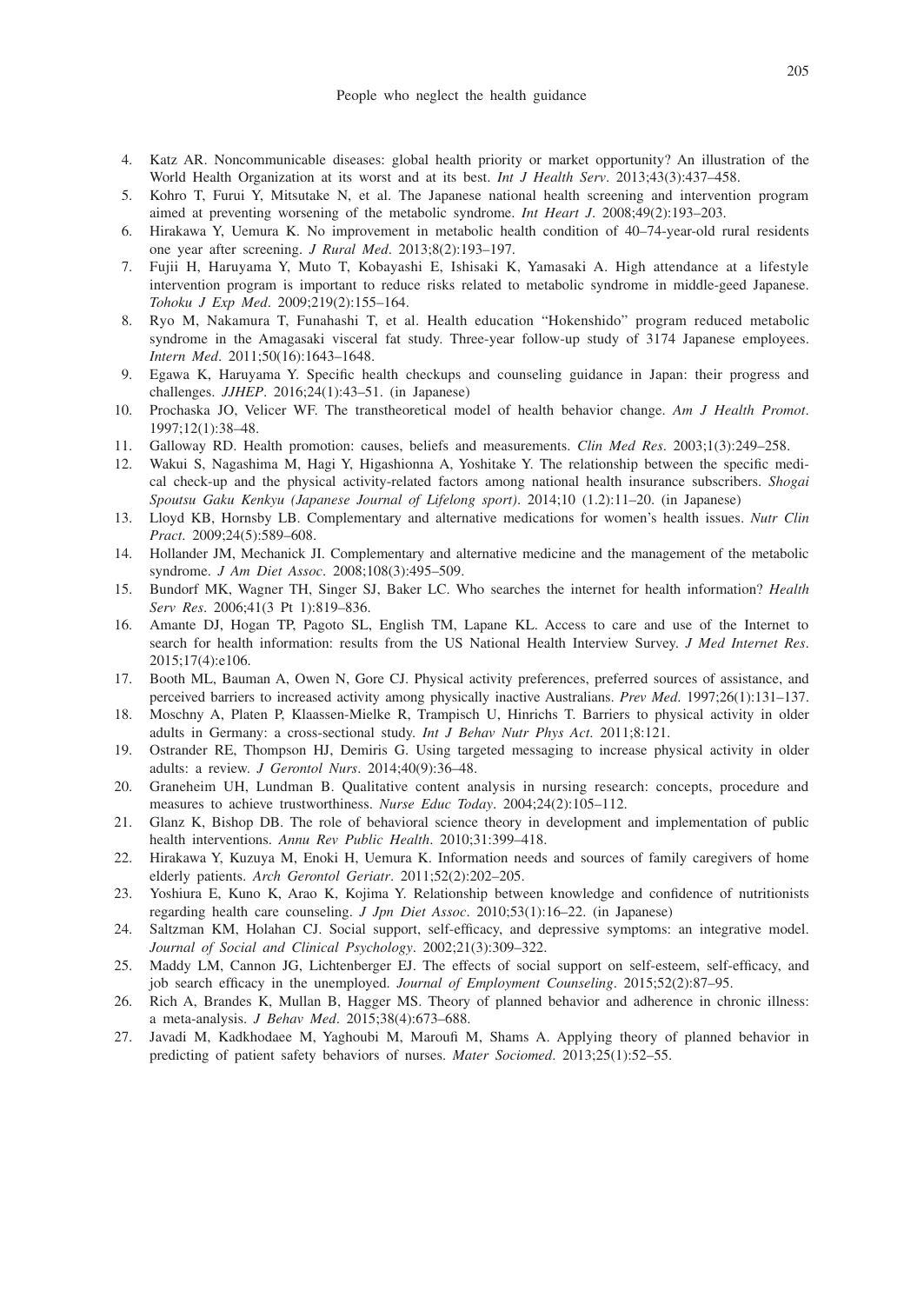4. Katz AR. Noncommunicable diseases: global health priority or market opportunity? An illustration of the World Health Organization at its worst and at its best. *Int J Health Serv*. 2013;43(3):437–458.
5. Kohro T, Furui Y, Mitsutake N, et al. The Japanese national health screening and intervention program aimed at preventing worsening of the metabolic syndrome. *Int Heart J*. 2008;49(2):193–203.
6. Hirakawa Y, Uemura K. No improvement in metabolic health condition of 40–74-year-old rural residents one year after screening. *J Rural Med*. 2013;8(2):193–197.
7. Fujii H, Haruyama Y, Muto T, Kobayashi E, Ishisaki K, Yamasaki A. High attendance at a lifestyle intervention program is important to reduce risks related to metabolic syndrome in middle-geed Japanese. *Tohoku J Exp Med*. 2009;219(2):155–164.
8. Ryo M, Nakamura T, Funahashi T, et al. Health education "Hokenshido" program reduced metabolic syndrome in the Amagasaki visceral fat study. Three-year follow-up study of 3174 Japanese employees. *Intern Med*. 2011;50(16):1643–1648.
9. Egawa K, Haruyama Y. Specific health checkups and counseling guidance in Japan: their progress and challenges. *JJHEP*. 2016;24(1):43–51. (in Japanese)
10. Prochaska JO, Velicer WF. The transtheoretical model of health behavior change. *Am J Health Promot*. 1997;12(1):38–48.
11. Galloway RD. Health promotion: causes, beliefs and measurements. *Clin Med Res*. 2003;1(3):249–258.
12. Wakui S, Nagashima M, Hagi Y, Higashionna A, Yoshitake Y. The relationship between the specific medical check-up and the physical activity-related factors among national health insurance subscribers. *Shogai Spoutsu Gaku Kenkyu (Japanese Journal of Lifelong sport)*. 2014;10 (1.2):11–20. (in Japanese)
13. Lloyd KB, Hornsby LB. Complementary and alternative medications for women's health issues. *Nutr Clin Pract*. 2009;24(5):589–608.
14. Hollander JM, Mechanick JI. Complementary and alternative medicine and the management of the metabolic syndrome. *J Am Diet Assoc*. 2008;108(3):495–509.
15. Bundorf MK, Wagner TH, Singer SJ, Baker LC. Who searches the internet for health information? *Health Serv Res*. 2006;41(3 Pt 1):819–836.
16. Amante DJ, Hogan TP, Pagoto SL, English TM, Lapane KL. Access to care and use of the Internet to search for health information: results from the US National Health Interview Survey. *J Med Internet Res*. 2015;17(4):e106.
17. Booth ML, Bauman A, Owen N, Gore CJ. Physical activity preferences, preferred sources of assistance, and perceived barriers to increased activity among physically inactive Australians. *Prev Med*. 1997;26(1):131–137.
18. Moschny A, Platen P, Klaassen-Mielke R, Trampisch U, Hinrichs T. Barriers to physical activity in older adults in Germany: a cross-sectional study. *Int J Behav Nutr Phys Act*. 2011;8:121.
19. Ostrander RE, Thompson HJ, Demiris G. Using targeted messaging to increase physical activity in older adults: a review. *J Gerontol Nurs*. 2014;40(9):36–48.
20. Graneheim UH, Lundman B. Qualitative content analysis in nursing research: concepts, procedure and measures to achieve trustworthiness. *Nurse Educ Today*. 2004;24(2):105–112.
21. Glanz K, Bishop DB. The role of behavioral science theory in development and implementation of public health interventions. *Annu Rev Public Health*. 2010;31:399–418.
22. Hirakawa Y, Kuzuya M, Enoki H, Uemura K. Information needs and sources of family caregivers of home elderly patients. *Arch Gerontol Geriatr*. 2011;52(2):202–205.
23. Yoshiura E, Kuno K, Arao K, Kojima Y. Relationship between knowledge and confidence of nutritionists regarding health care counseling. *J Jpn Diet Assoc*. 2010;53(1):16–22. (in Japanese)
24. Saltzman KM, Holahan CJ. Social support, self-efficacy, and depressive symptoms: an integrative model. *Journal of Social and Clinical Psychology*. 2002;21(3):309–322.
25. Maddy LM, Cannon JG, Lichtenberger EJ. The effects of social support on self-esteem, self-efficacy, and job search efficacy in the unemployed. *Journal of Employment Counseling*. 2015;52(2):87–95.
26. Rich A, Brandes K, Mullan B, Hagger MS. Theory of planned behavior and adherence in chronic illness: a meta-analysis. *J Behav Med*. 2015;38(4):673–688.
27. Javadi M, Kadkhodaee M, Yaghoubi M, Maroufi M, Shams A. Applying theory of planned behavior in predicting of patient safety behaviors of nurses. *Mater Sociomed*. 2013;25(1):52–55.